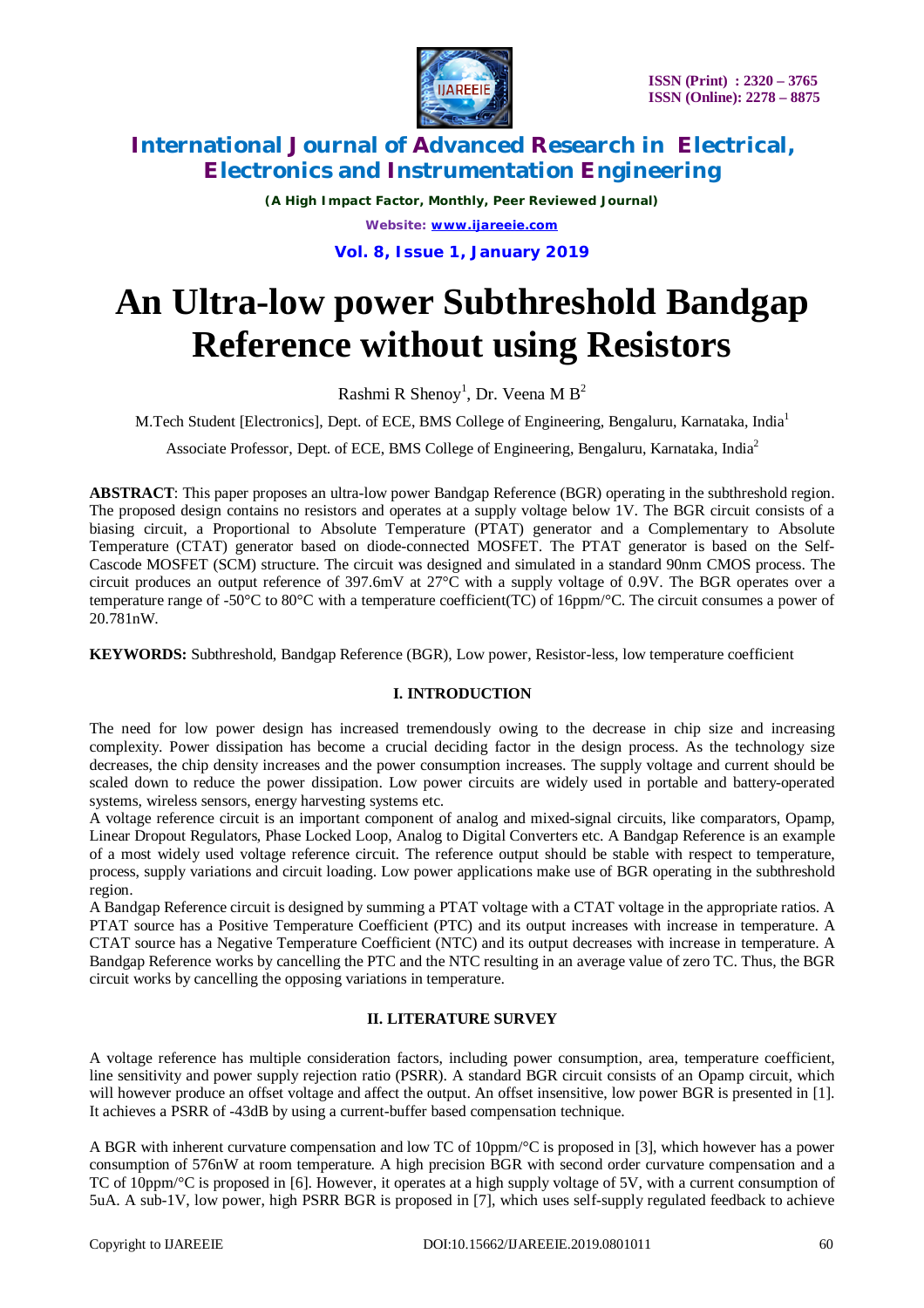# An Ultra-low power Subthreshold Bandgap Reference without using Resistors

Rashmi R Shenoy[1], Dr. Veena M B[2]

M.Tech Student [Electronics], Dept. of ECE, BMS College of Engineering, Bengaluru, Karnataka, India[1]

Associate Professor, Dept. of ECE, BMS College of Engineering, Bengaluru, Karnataka, India[2]

**ABSTRACT**: This paper proposes an ultra-low power Bandgap Reference (BGR) operating in the subthreshold region. The proposed design contains no resistors and operates at a supply voltage below 1V. The BGR circuit consists of a biasing circuit, a Proportional to Absolute Temperature (PTAT) generator and a Complementary to Absolute Temperature (CTAT) generator based on diode-connected MOSFET. The PTAT generator is based on the Self-Cascode MOSFET (SCM) structure. The circuit was designed and simulated in a standard 90nm CMOS process. The circuit produces an output reference of 397.6mV at 27°C with a supply voltage of 0.9V. The BGR operates over a temperature range of -50°C to 80°C with a temperature coefficient(TC) of 16ppm/°C. The circuit consumes a power of 20.781nW.

**KEYWORDS:** Subthreshold, Bandgap Reference (BGR), Low power, Resistor-less, low temperature coefficient

## I. INTRODUCTION

The need for low power design has increased tremendously owing to the decrease in chip size and increasing complexity. Power dissipation has become a crucial deciding factor in the design process. As the technology size decreases, the chip density increases and the power consumption increases. The supply voltage and current should be scaled down to reduce the power dissipation. Low power circuits are widely used in portable and battery-operated systems, wireless sensors, energy harvesting systems etc.

A voltage reference circuit is an important component of analog and mixed-signal circuits, like comparators, Opamp, Linear Dropout Regulators, Phase Locked Loop, Analog to Digital Converters etc. A Bandgap Reference is an example of a most widely used voltage reference circuit. The reference output should be stable with respect to temperature, process, supply variations and circuit loading. Low power applications make use of BGR operating in the subthreshold region.

A Bandgap Reference circuit is designed by summing a PTAT voltage with a CTAT voltage in the appropriate ratios. A PTAT source has a Positive Temperature Coefficient (PTC) and its output increases with increase in temperature. A CTAT source has a Negative Temperature Coefficient (NTC) and its output decreases with increase in temperature. A Bandgap Reference works by cancelling the PTC and the NTC resulting in an average value of zero TC. Thus, the BGR circuit works by cancelling the opposing variations in temperature.

## II. LITERATURE SURVEY

A voltage reference has multiple consideration factors, including power consumption, area, temperature coefficient, line sensitivity and power supply rejection ratio (PSRR). A standard BGR circuit consists of an Opamp circuit, which will however produce an offset voltage and affect the output. An offset insensitive, low power BGR is presented in [1]. It achieves a PSRR of -43dB by using a current-buffer based compensation technique.

A BGR with inherent curvature compensation and low TC of 10ppm/°C is proposed in [3], which however has a power consumption of 576nW at room temperature. A high precision BGR with second order curvature compensation and a TC of 10ppm/°C is proposed in [6]. However, it operates at a high supply voltage of 5V, with a current consumption of 5uA. A sub-1V, low power, high PSRR BGR is proposed in [7], which uses self-supply regulated feedback to achieve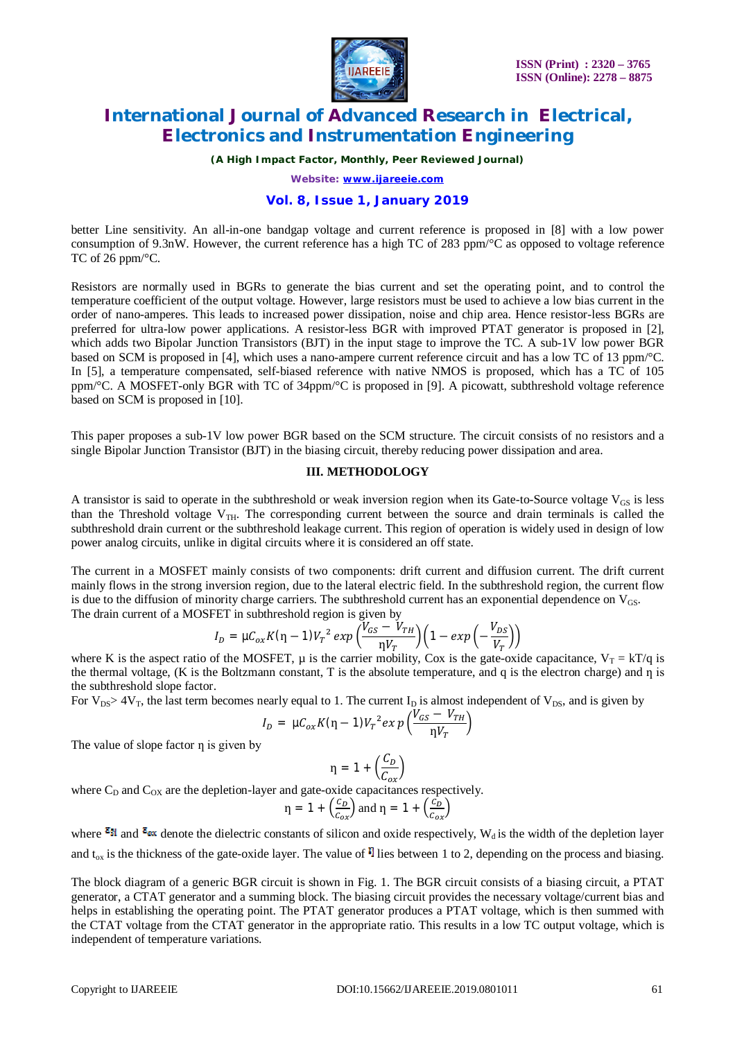better Line sensitivity. An all-in-one bandgap voltage and current reference is proposed in [8] with a low power consumption of 9.3nW. However, the current reference has a high TC of 283 ppm/°C as opposed to voltage reference TC of 26 ppm/°C.

Resistors are normally used in BGRs to generate the bias current and set the operating point, and to control the temperature coefficient of the output voltage. However, large resistors must be used to achieve a low bias current in the order of nano-amperes. This leads to increased power dissipation, noise and chip area. Hence resistor-less BGRs are preferred for ultra-low power applications. A resistor-less BGR with improved PTAT generator is proposed in [2], which adds two Bipolar Junction Transistors (BJT) in the input stage to improve the TC. A sub-1V low power BGR based on SCM is proposed in [4], which uses a nano-ampere current reference circuit and has a low TC of 13 ppm/°C. In [5], a temperature compensated, self-biased reference with native NMOS is proposed, which has a TC of 105 ppm/°C. A MOSFET-only BGR with TC of 34ppm/°C is proposed in [9]. A picowatt, subthreshold voltage reference based on SCM is proposed in [10].

This paper proposes a sub-1V low power BGR based on the SCM structure. The circuit consists of no resistors and a single Bipolar Junction Transistor (BJT) in the biasing circuit, thereby reducing power dissipation and area.

## III. METHODOLOGY

A transistor is said to operate in the subthreshold or weak inversion region when its Gate-to-Source voltage $V_{GS}$ is less than the Threshold voltage $V_{TH}$. The corresponding current between the source and drain terminals is called the subthreshold drain current or the subthreshold leakage current. This region of operation is widely used in design of low power analog circuits, unlike in digital circuits where it is considered an off state.

The current in a MOSFET mainly consists of two components: drift current and diffusion current. The drift current mainly flows in the strong inversion region, due to the lateral electric field. In the subthreshold region, the current flow is due to the diffusion of minority charge carriers. The subthreshold current has an exponential dependence on $V_{GS}$.
The drain current of a MOSFET in subthreshold region is given by

$$I_D = \mu C_{ox} K(\eta - 1) {V_T}^2 \, exp\left(\frac{V_{GS} - V_{TH}}{\eta V_T}\right)\left(1 - exp\left(-\frac{V_{DS}}{V_T}\right)\right)$$

where K is the aspect ratio of the MOSFET, µ is the carrier mobility, Cox is the gate-oxide capacitance, $V_T = kT/q$ is the thermal voltage, (K is the Boltzmann constant, T is the absolute temperature, and q is the electron charge) and η is the subthreshold slope factor.
For $V_{DS} > 4V_T$, the last term becomes nearly equal to 1. The current $I_D$ is almost independent of $V_{DS}$, and is given by

$$I_D = \mu C_{ox} K(\eta - 1) {V_T}^2 ex\,p\left(\frac{V_{GS} - V_{TH}}{\eta V_T}\right)$$

The value of slope factor η is given by

$$\eta = 1 + \left(\frac{C_D}{C_{ox}}\right)$$

where $C_D$ and $C_{OX}$ are the depletion-layer and gate-oxide capacitances respectively.

$$\eta = 1 + \left(\frac{C_D}{C_{ox}}\right) \text{ and } \eta = 1 + \left(\frac{C_D}{C_{ox}}\right)$$

where $\varepsilon_{si}$ and $\varepsilon_{ox}$ denote the dielectric constants of silicon and oxide respectively, $W_d$ is the width of the depletion layer and $t_{ox}$ is the thickness of the gate-oxide layer. The value of η lies between 1 to 2, depending on the process and biasing.

The block diagram of a generic BGR circuit is shown in Fig. 1. The BGR circuit consists of a biasing circuit, a PTAT generator, a CTAT generator and a summing block. The biasing circuit provides the necessary voltage/current bias and helps in establishing the operating point. The PTAT generator produces a PTAT voltage, which is then summed with the CTAT voltage from the CTAT generator in the appropriate ratio. This results in a low TC output voltage, which is independent of temperature variations.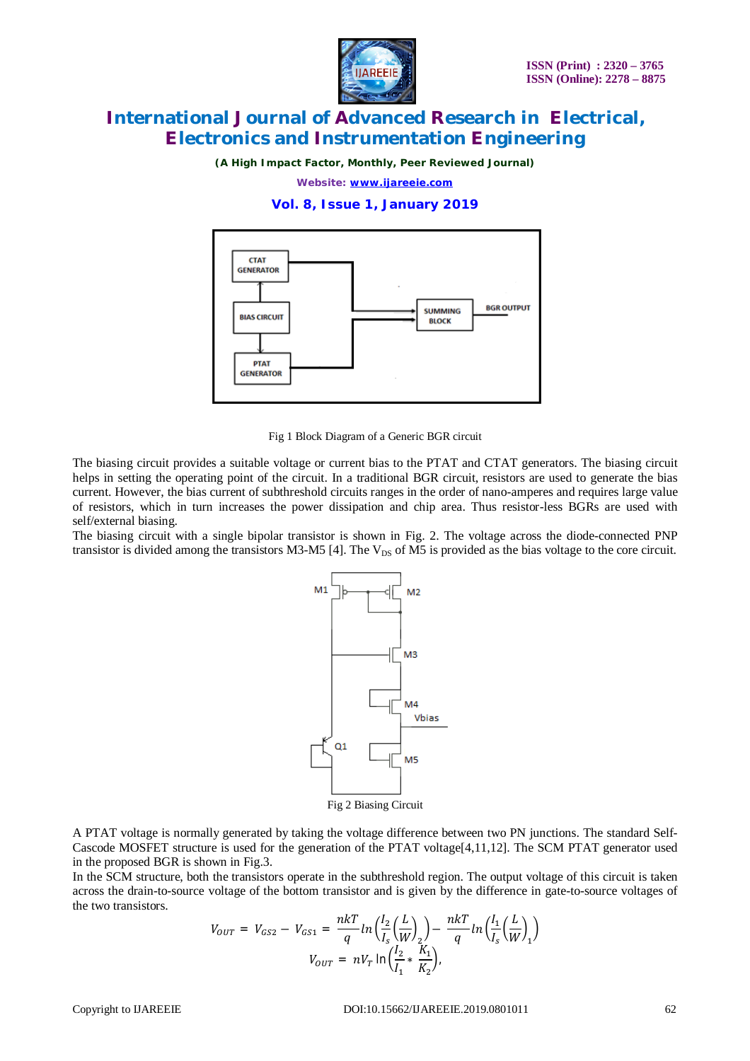Fig 1 Block Diagram of a Generic BGR circuit

The biasing circuit provides a suitable voltage or current bias to the PTAT and CTAT generators. The biasing circuit helps in setting the operating point of the circuit. In a traditional BGR circuit, resistors are used to generate the bias current. However, the bias current of subthreshold circuits ranges in the order of nano-amperes and requires large value of resistors, which in turn increases the power dissipation and chip area. Thus resistor-less BGRs are used with self/external biasing.

The biasing circuit with a single bipolar transistor is shown in Fig. 2. The voltage across the diode-connected PNP transistor is divided among the transistors M3-M5 [4]. The $V_{DS}$ of M5 is provided as the bias voltage to the core circuit.

Fig 2 Biasing Circuit

A PTAT voltage is normally generated by taking the voltage difference between two PN junctions. The standard Self-Cascode MOSFET structure is used for the generation of the PTAT voltage[4,11,12]. The SCM PTAT generator used in the proposed BGR is shown in Fig.3.

In the SCM structure, both the transistors operate in the subthreshold region. The output voltage of this circuit is taken across the drain-to-source voltage of the bottom transistor and is given by the difference in gate-to-source voltages of the two transistors.

$$V_{OUT} = V_{GS2} - V_{GS1} = \frac{nkT}{q} ln\left(\frac{I_2}{I_s}\left(\frac{L}{W}\right)_2\right) - \frac{nkT}{q} ln\left(\frac{I_1}{I_s}\left(\frac{L}{W}\right)_1\right)$$

$$V_{OUT} = nV_T \ln\left(\frac{I_2}{I_1} * \frac{K_1}{K_2}\right),$$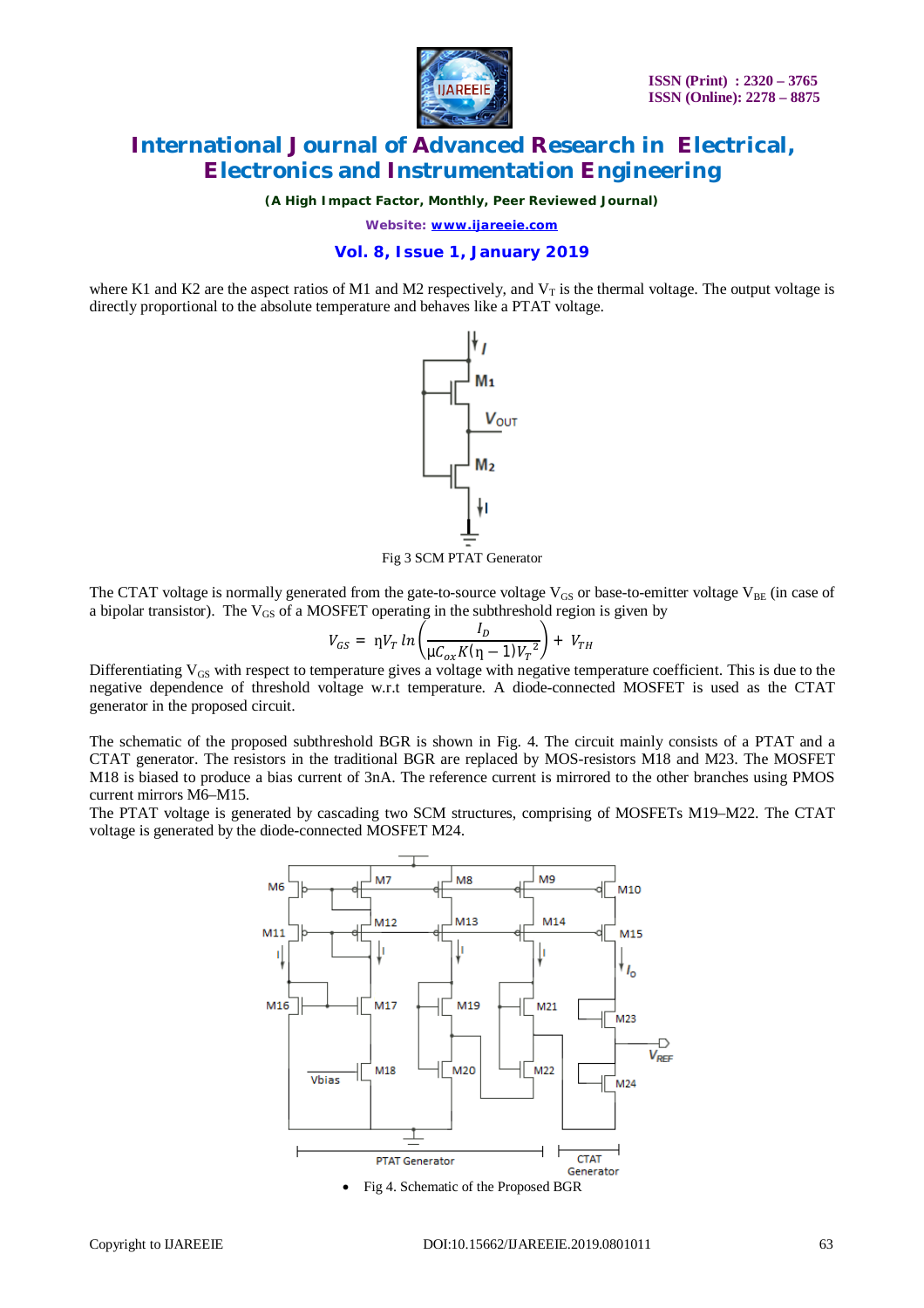where K1 and K2 are the aspect ratios of M1 and M2 respectively, and $V_T$ is the thermal voltage. The output voltage is directly proportional to the absolute temperature and behaves like a PTAT voltage.

Fig 3 SCM PTAT Generator

The CTAT voltage is normally generated from the gate-to-source voltage $V_{GS}$ or base-to-emitter voltage $V_{BE}$ (in case of a bipolar transistor). The $V_{GS}$ of a MOSFET operating in the subthreshold region is given by

$$V_{GS} = \eta V_T \ln\left(\frac{I_D}{\mu C_{ox} K(\eta - 1) V_T^{\,2}}\right) + V_{TH}$$

Differentiating $V_{GS}$ with respect to temperature gives a voltage with negative temperature coefficient. This is due to the negative dependence of threshold voltage w.r.t temperature. A diode-connected MOSFET is used as the CTAT generator in the proposed circuit.

The schematic of the proposed subthreshold BGR is shown in Fig. 4. The circuit mainly consists of a PTAT and a CTAT generator. The resistors in the traditional BGR are replaced by MOS-resistors M18 and M23. The MOSFET M18 is biased to produce a bias current of 3nA. The reference current is mirrored to the other branches using PMOS current mirrors M6–M15.

The PTAT voltage is generated by cascading two SCM structures, comprising of MOSFETs M19–M22. The CTAT voltage is generated by the diode-connected MOSFET M24.

- Fig 4. Schematic of the Proposed BGR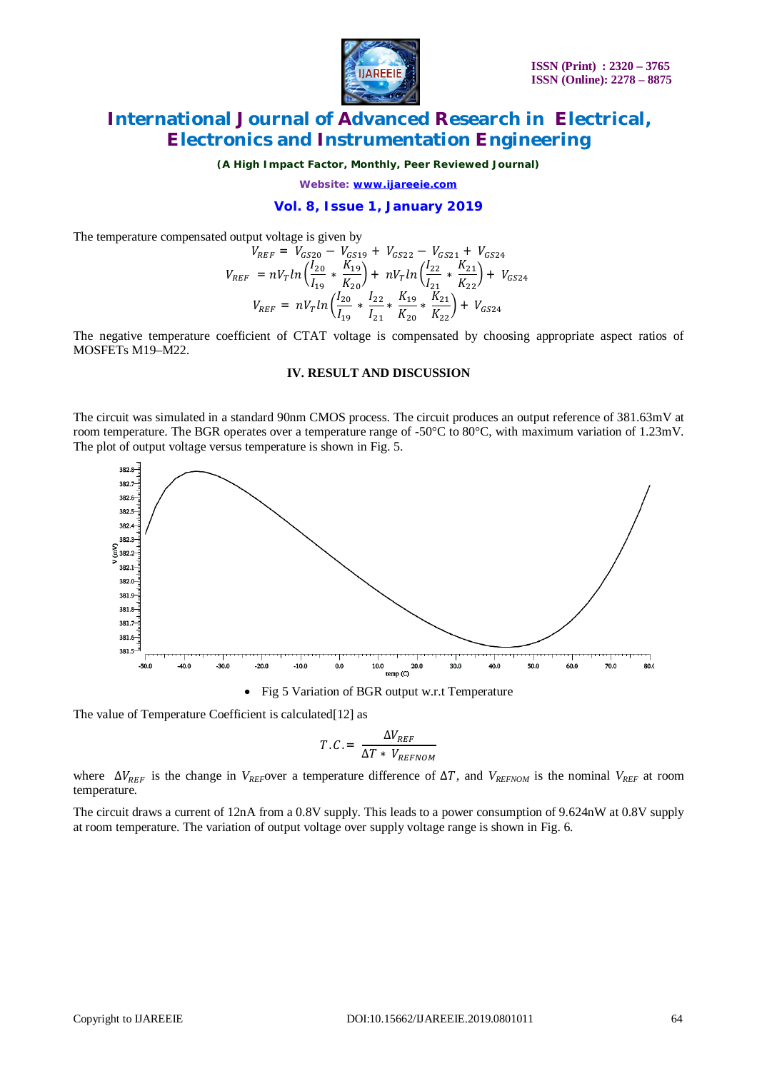The temperature compensated output voltage is given by

$$V_{REF} = V_{GS20} - V_{GS19} + V_{GS22} - V_{GS21} + V_{GS24}$$

$$V_{REF} = nV_T ln\left(\frac{I_{20}}{I_{19}} * \frac{K_{19}}{K_{20}}\right) + nV_T ln\left(\frac{I_{22}}{I_{21}} * \frac{K_{21}}{K_{22}}\right) + V_{GS24}$$

$$V_{REF} = nV_T ln\left(\frac{I_{20}}{I_{19}} * \frac{I_{22}}{I_{21}} * \frac{K_{19}}{K_{20}} * \frac{K_{21}}{K_{22}}\right) + V_{GS24}$$

The negative temperature coefficient of CTAT voltage is compensated by choosing appropriate aspect ratios of MOSFETs M19–M22.

## IV. RESULT AND DISCUSSION

The circuit was simulated in a standard 90nm CMOS process. The circuit produces an output reference of 381.63mV at room temperature. The BGR operates over a temperature range of -50°C to 80°C, with maximum variation of 1.23mV. The plot of output voltage versus temperature is shown in Fig. 5.

- Fig 5 Variation of BGR output w.r.t Temperature

The value of Temperature Coefficient is calculated[12] as

$$T.C. = \frac{\Delta V_{REF}}{\Delta T * V_{REFNOM}}$$

where $\Delta V_{REF}$ is the change in $V_{REF}$over a temperature difference of $\Delta T$, and $V_{REFNOM}$ is the nominal $V_{REF}$ at room temperature.

The circuit draws a current of 12nA from a 0.8V supply. This leads to a power consumption of 9.624nW at 0.8V supply at room temperature. The variation of output voltage over supply voltage range is shown in Fig. 6.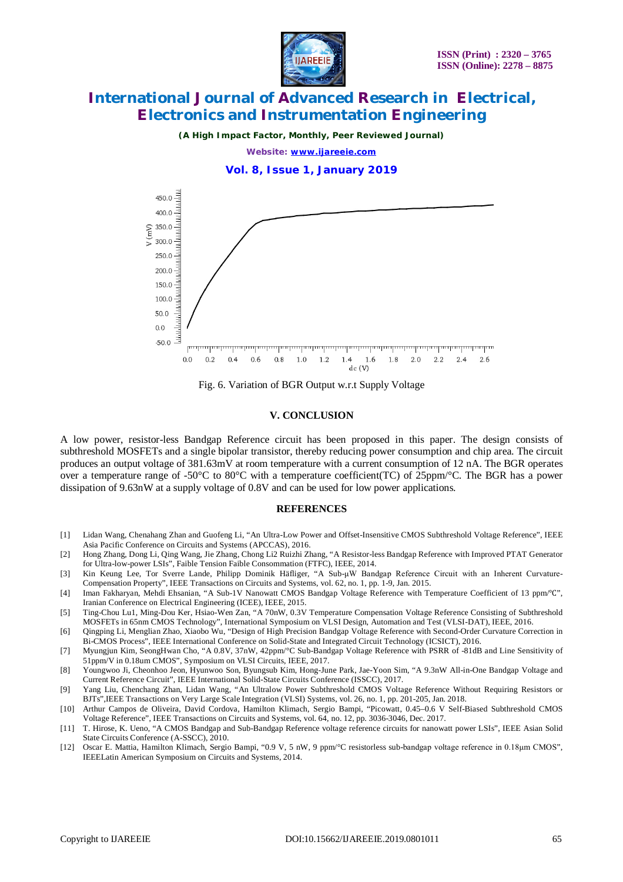450.0
400.0
350.0
300.0
250.0
200.0
150.0
100.0
50.0
0.0
-50.0

V (mV)

0.0 0.2 0.4 0.6 0.8 1.0 1.2 1.4 1.6 1.8 2.0 2.2 2.4 2.6

dc (V)

Fig. 6. Variation of BGR Output w.r.t Supply Voltage

## V. CONCLUSION

A low power, resistor-less Bandgap Reference circuit has been proposed in this paper. The design consists of subthreshold MOSFETs and a single bipolar transistor, thereby reducing power consumption and chip area. The circuit produces an output voltage of 381.63mV at room temperature with a current consumption of 12 nA. The BGR operates over a temperature range of -50°C to 80°C with a temperature coefficient(TC) of 25ppm/°C. The BGR has a power dissipation of 9.63nW at a supply voltage of 0.8V and can be used for low power applications.

## REFERENCES

- [1] Lidan Wang, Chenahang Zhan and Guofeng Li, "An Ultra-Low Power and Offset-Insensitive CMOS Subthreshold Voltage Reference", IEEE Asia Pacific Conference on Circuits and Systems (APCCAS), 2016.
- [2] Hong Zhang, Dong Li, Qing Wang, Jie Zhang, Chong Li2 Ruizhi Zhang, "A Resistor-less Bandgap Reference with Improved PTAT Generator for Ultra-low-power LSIs", Faible Tension Faible Consommation (FTFC), IEEE, 2014.
- [3] Kin Keung Lee, Tor Sverre Lande, Philipp Dominik Häfliger, "A Sub-μW Bandgap Reference Circuit with an Inherent Curvature-Compensation Property", IEEE Transactions on Circuits and Systems, vol. 62, no. 1, pp. 1-9, Jan. 2015.
- [4] Iman Fakharyan, Mehdi Ehsanian, "A Sub-1V Nanowatt CMOS Bandgap Voltage Reference with Temperature Coefficient of 13 ppm/℃", Iranian Conference on Electrical Engineering (ICEE), IEEE, 2015.
- [5] Ting-Chou Lu1, Ming-Dou Ker, Hsiao-Wen Zan, "A 70nW, 0.3V Temperature Compensation Voltage Reference Consisting of Subthreshold MOSFETs in 65nm CMOS Technology", International Symposium on VLSI Design, Automation and Test (VLSI-DAT), IEEE, 2016.
- [6] Qingping Li, Menglian Zhao, Xiaobo Wu, "Design of High Precision Bandgap Voltage Reference with Second-Order Curvature Correction in Bi-CMOS Process", IEEE International Conference on Solid-State and Integrated Circuit Technology (ICSICT), 2016.
- [7] Myungjun Kim, SeongHwan Cho, "A 0.8V, 37nW, 42ppm/°C Sub-Bandgap Voltage Reference with PSRR of -81dB and Line Sensitivity of 51ppm/V in 0.18um CMOS", Symposium on VLSI Circuits, IEEE, 2017.
- [8] Youngwoo Ji, Cheonhoo Jeon, Hyunwoo Son, Byungsub Kim, Hong-June Park, Jae-Yoon Sim, "A 9.3nW All-in-One Bandgap Voltage and Current Reference Circuit", IEEE International Solid-State Circuits Conference (ISSCC), 2017.
- [9] Yang Liu, Chenchang Zhan, Lidan Wang, "An Ultralow Power Subthreshold CMOS Voltage Reference Without Requiring Resistors or BJTs",IEEE Transactions on Very Large Scale Integration (VLSI) Systems, vol. 26, no. 1, pp. 201-205, Jan. 2018.
- [10] Arthur Campos de Oliveira, David Cordova, Hamilton Klimach, Sergio Bampi, "Picowatt, 0.45–0.6 V Self-Biased Subthreshold CMOS Voltage Reference", IEEE Transactions on Circuits and Systems, vol. 64, no. 12, pp. 3036-3046, Dec. 2017.
- [11] T. Hirose, K. Ueno, "A CMOS Bandgap and Sub-Bandgap Reference voltage reference circuits for nanowatt power LSIs", IEEE Asian Solid State Circuits Conference (A-SSCC), 2010.
- [12] Oscar E. Mattia, Hamilton Klimach, Sergio Bampi, "0.9 V, 5 nW, 9 ppm/°C resistorless sub-bandgap voltage reference in 0.18μm CMOS", IEEELatin American Symposium on Circuits and Systems, 2014.